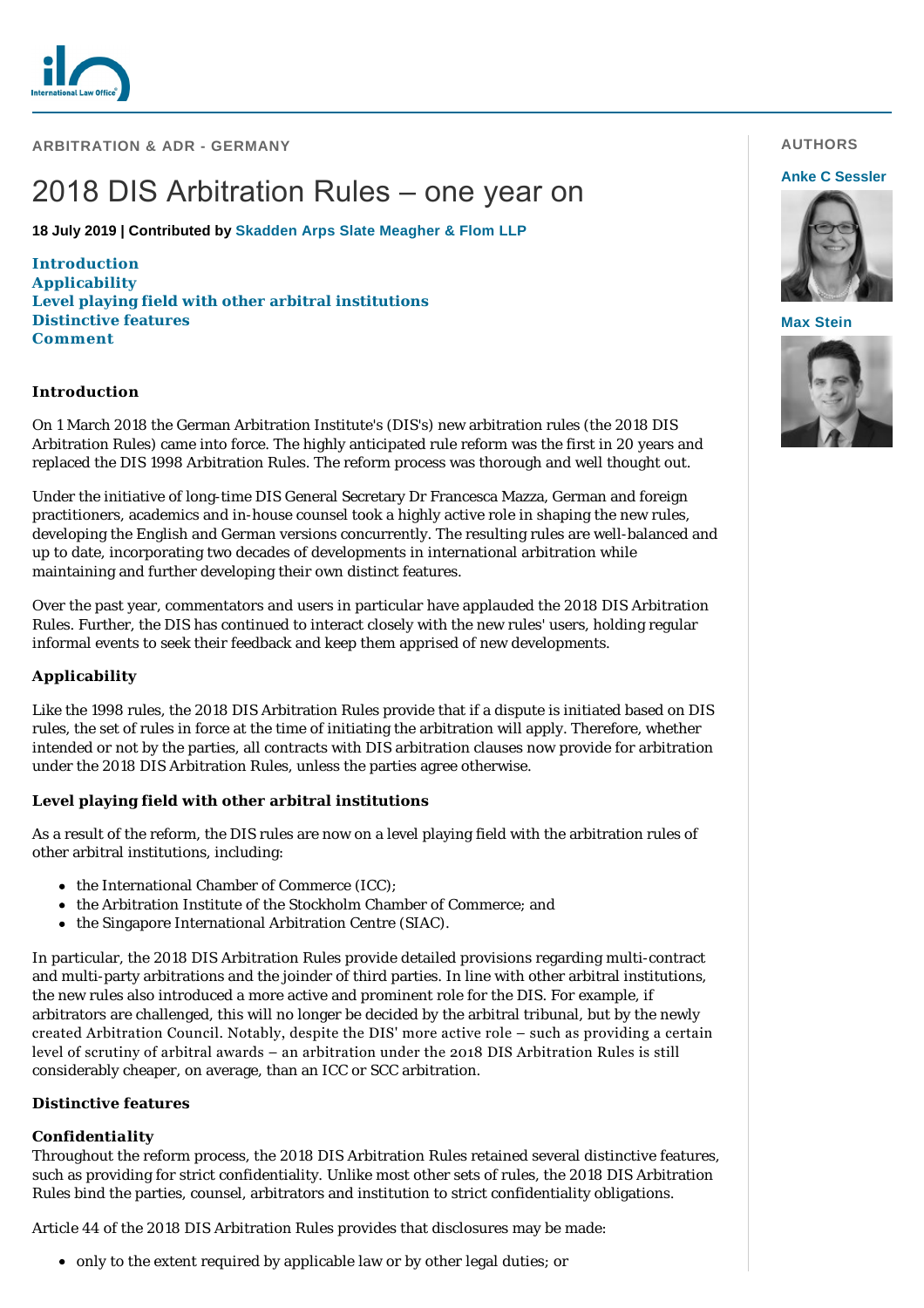ARBITRATION & ADR - GERMANY

# 2018 DIS Arbitration Rules – one year on

**18 July 2019 | Contributed by Skadden Arps Slate Meagher & Flom LLP**

AUTHORS

Anke C Sessler

Max Stein

**Introduction**
**Applicability**
**Level playing field with other arbitral institutions**
**Distinctive features**
**Comment**

## Introduction

On 1 March 2018 the German Arbitration Institute's (DIS's) new arbitration rules (the 2018 DIS Arbitration Rules) came into force. The highly anticipated rule reform was the first in 20 years and replaced the DIS 1998 Arbitration Rules. The reform process was thorough and well thought out.

Under the initiative of long-time DIS General Secretary Dr Francesca Mazza, German and foreign practitioners, academics and in-house counsel took a highly active role in shaping the new rules, developing the English and German versions concurrently. The resulting rules are well-balanced and up to date, incorporating two decades of developments in international arbitration while maintaining and further developing their own distinct features.

Over the past year, commentators and users in particular have applauded the 2018 DIS Arbitration Rules. Further, the DIS has continued to interact closely with the new rules' users, holding regular informal events to seek their feedback and keep them apprised of new developments.

## Applicability

Like the 1998 rules, the 2018 DIS Arbitration Rules provide that if a dispute is initiated based on DIS rules, the set of rules in force at the time of initiating the arbitration will apply. Therefore, whether intended or not by the parties, all contracts with DIS arbitration clauses now provide for arbitration under the 2018 DIS Arbitration Rules, unless the parties agree otherwise.

## Level playing field with other arbitral institutions

As a result of the reform, the DIS rules are now on a level playing field with the arbitration rules of other arbitral institutions, including:

- the International Chamber of Commerce (ICC);
- the Arbitration Institute of the Stockholm Chamber of Commerce; and
- the Singapore International Arbitration Centre (SIAC).

In particular, the 2018 DIS Arbitration Rules provide detailed provisions regarding multi-contract and multi-party arbitrations and the joinder of third parties. In line with other arbitral institutions, the new rules also introduced a more active and prominent role for the DIS. For example, if arbitrators are challenged, this will no longer be decided by the arbitral tribunal, but by the newly created Arbitration Council. Notably, despite the DIS' more active role – such as providing a certain level of scrutiny of arbitral awards – an arbitration under the 2018 DIS Arbitration Rules is still considerably cheaper, on average, than an ICC or SCC arbitration.

## Distinctive features

### Confidentiality

Throughout the reform process, the 2018 DIS Arbitration Rules retained several distinctive features, such as providing for strict confidentiality. Unlike most other sets of rules, the 2018 DIS Arbitration Rules bind the parties, counsel, arbitrators and institution to strict confidentiality obligations.

Article 44 of the 2018 DIS Arbitration Rules provides that disclosures may be made:

- only to the extent required by applicable law or by other legal duties; or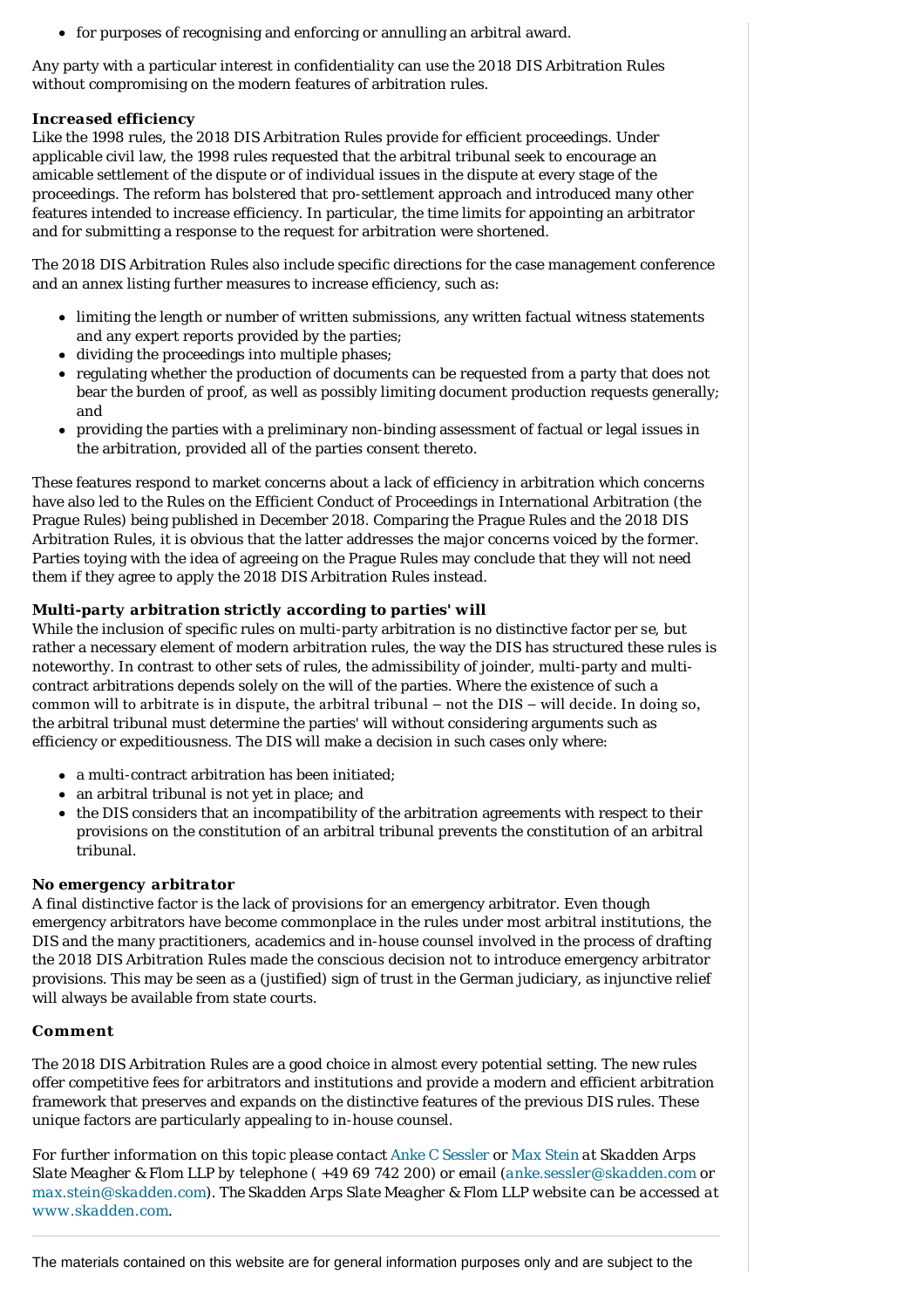- for purposes of recognising and enforcing or annulling an arbitral award.

Any party with a particular interest in confidentiality can use the 2018 DIS Arbitration Rules without compromising on the modern features of arbitration rules.

**Increased efficiency**

Like the 1998 rules, the 2018 DIS Arbitration Rules provide for efficient proceedings. Under applicable civil law, the 1998 rules requested that the arbitral tribunal seek to encourage an amicable settlement of the dispute or of individual issues in the dispute at every stage of the proceedings. The reform has bolstered that pro-settlement approach and introduced many other features intended to increase efficiency. In particular, the time limits for appointing an arbitrator and for submitting a response to the request for arbitration were shortened.

The 2018 DIS Arbitration Rules also include specific directions for the case management conference and an annex listing further measures to increase efficiency, such as:

- limiting the length or number of written submissions, any written factual witness statements and any expert reports provided by the parties;
- dividing the proceedings into multiple phases;
- regulating whether the production of documents can be requested from a party that does not bear the burden of proof, as well as possibly limiting document production requests generally; and
- providing the parties with a preliminary non-binding assessment of factual or legal issues in the arbitration, provided all of the parties consent thereto.

These features respond to market concerns about a lack of efficiency in arbitration which concerns have also led to the Rules on the Efficient Conduct of Proceedings in International Arbitration (the Prague Rules) being published in December 2018. Comparing the Prague Rules and the 2018 DIS Arbitration Rules, it is obvious that the latter addresses the major concerns voiced by the former. Parties toying with the idea of agreeing on the Prague Rules may conclude that they will not need them if they agree to apply the 2018 DIS Arbitration Rules instead.

**Multi-party arbitration strictly according to parties' will**

While the inclusion of specific rules on multi-party arbitration is no distinctive factor per se, but rather a necessary element of modern arbitration rules, the way the DIS has structured these rules is noteworthy. In contrast to other sets of rules, the admissibility of joinder, multi-party and multi-contract arbitrations depends solely on the will of the parties. Where the existence of such a common will to arbitrate is in dispute, the arbitral tribunal – not the DIS – will decide. In doing so, the arbitral tribunal must determine the parties' will without considering arguments such as efficiency or expeditiousness. The DIS will make a decision in such cases only where:

- a multi-contract arbitration has been initiated;
- an arbitral tribunal is not yet in place; and
- the DIS considers that an incompatibility of the arbitration agreements with respect to their provisions on the constitution of an arbitral tribunal prevents the constitution of an arbitral tribunal.

**No emergency arbitrator**

A final distinctive factor is the lack of provisions for an emergency arbitrator. Even though emergency arbitrators have become commonplace in the rules under most arbitral institutions, the DIS and the many practitioners, academics and in-house counsel involved in the process of drafting the 2018 DIS Arbitration Rules made the conscious decision not to introduce emergency arbitrator provisions. This may be seen as a (justified) sign of trust in the German judiciary, as injunctive relief will always be available from state courts.

**Comment**

The 2018 DIS Arbitration Rules are a good choice in almost every potential setting. The new rules offer competitive fees for arbitrators and institutions and provide a modern and efficient arbitration framework that preserves and expands on the distinctive features of the previous DIS rules. These unique factors are particularly appealing to in-house counsel.

*For further information on this topic please contact* Anke C Sessler *or* Max Stein *at Skadden Arps Slate Meagher & Flom LLP by telephone (+49 69 742 200) or email (*anke.sessler@skadden.com *or* max.stein@skadden.com*). The Skadden Arps Slate Meagher & Flom LLP website can be accessed at* www.skadden.com.

---

The materials contained on this website are for general information purposes only and are subject to the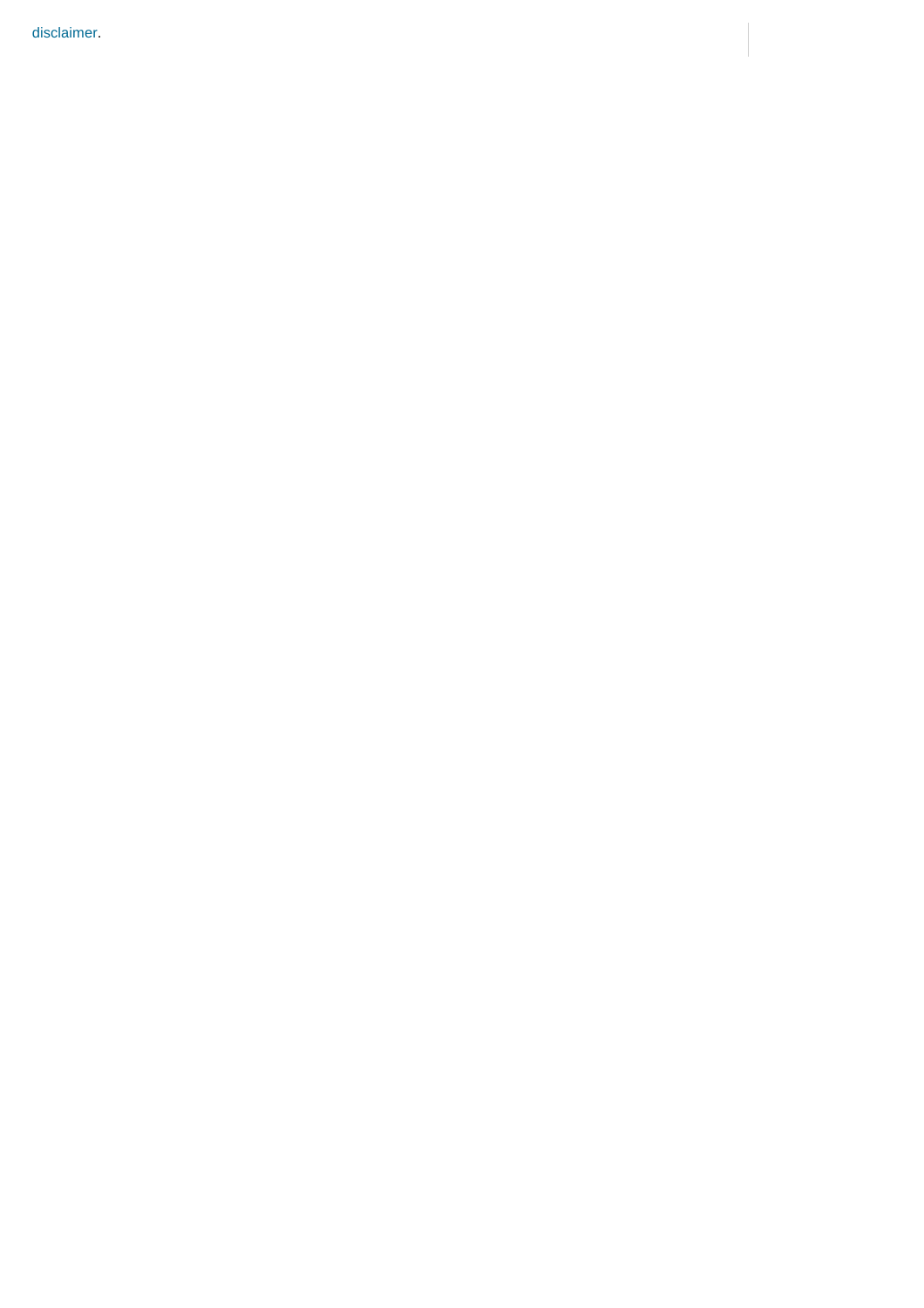disclaimer.